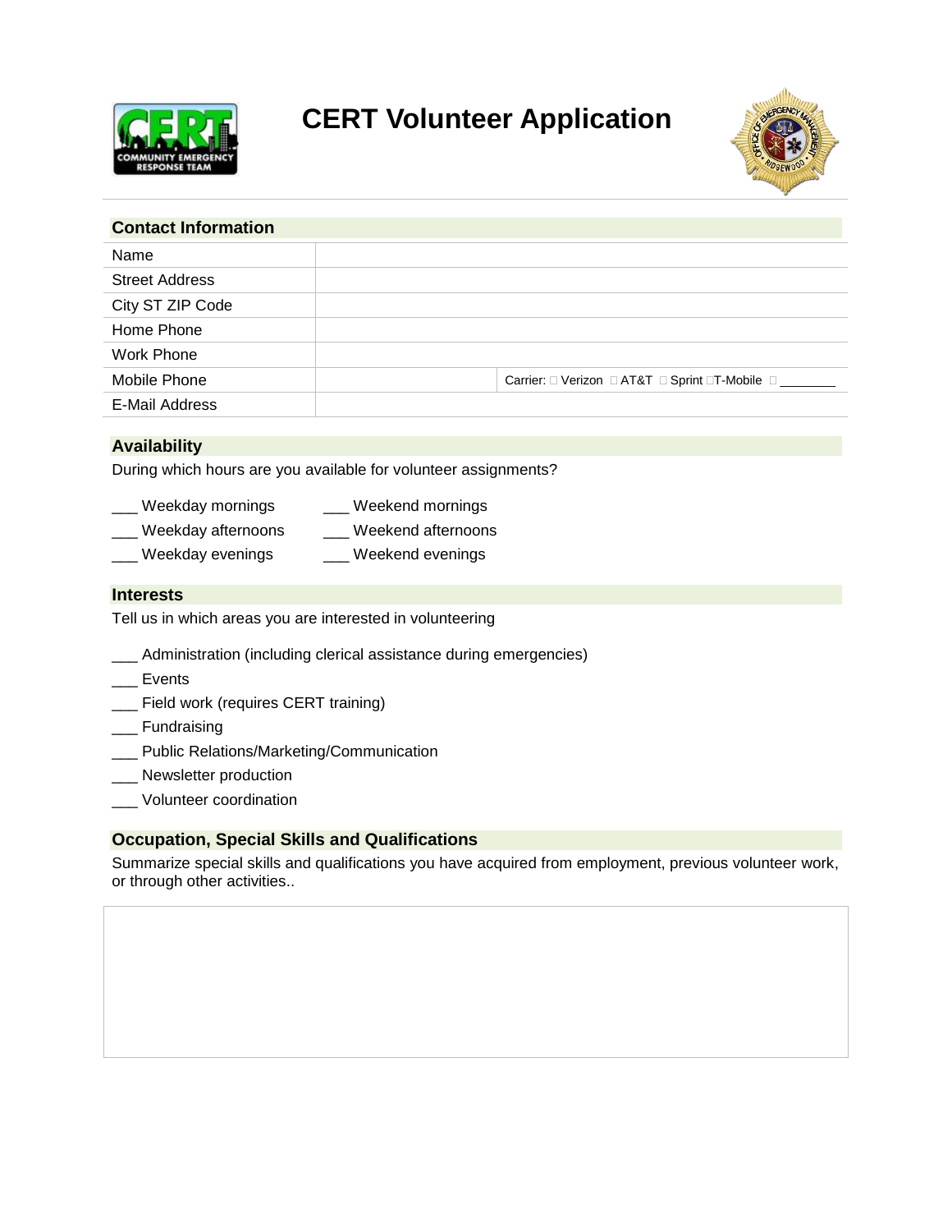# CERT Volunteer Application

## Contact Information

| | | |
|---|---|---|
| Name | | |
| Street Address | | |
| City ST ZIP Code | | |
| Home Phone | | |
| Work Phone | | |
| Mobile Phone | | Carrier: ☐ Verizon ☐ AT&T ☐ Sprint ☐T-Mobile ☐ ________ |
| E-Mail Address | | |

## Availability

During which hours are you available for volunteer assignments?

___ Weekday mornings ___ Weekend mornings

___ Weekday afternoons ___ Weekend afternoons

___ Weekday evenings ___ Weekend evenings

## Interests

Tell us in which areas you are interested in volunteering

___ Administration (including clerical assistance during emergencies)

___ Events

___ Field work (requires CERT training)

___ Fundraising

___ Public Relations/Marketing/Communication

___ Newsletter production

___ Volunteer coordination

## Occupation, Special Skills and Qualifications

Summarize special skills and qualifications you have acquired from employment, previous volunteer work, or through other activities..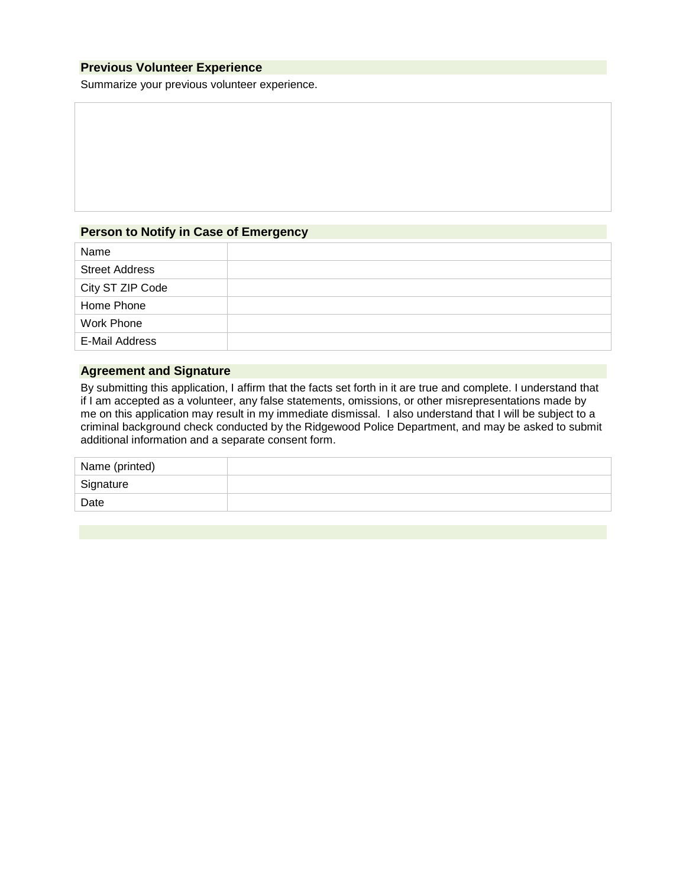## Previous Volunteer Experience

Summarize your previous volunteer experience.

## Person to Notify in Case of Emergency

| | |
|---|---|
| Name | |
| Street Address | |
| City ST ZIP Code | |
| Home Phone | |
| Work Phone | |
| E-Mail Address | |

## Agreement and Signature

By submitting this application, I affirm that the facts set forth in it are true and complete. I understand that if I am accepted as a volunteer, any false statements, omissions, or other misrepresentations made by me on this application may result in my immediate dismissal. I also understand that I will be subject to a criminal background check conducted by the Ridgewood Police Department, and may be asked to submit additional information and a separate consent form.

| | |
|---|---|
| Name (printed) | |
| Signature | |
| Date | |